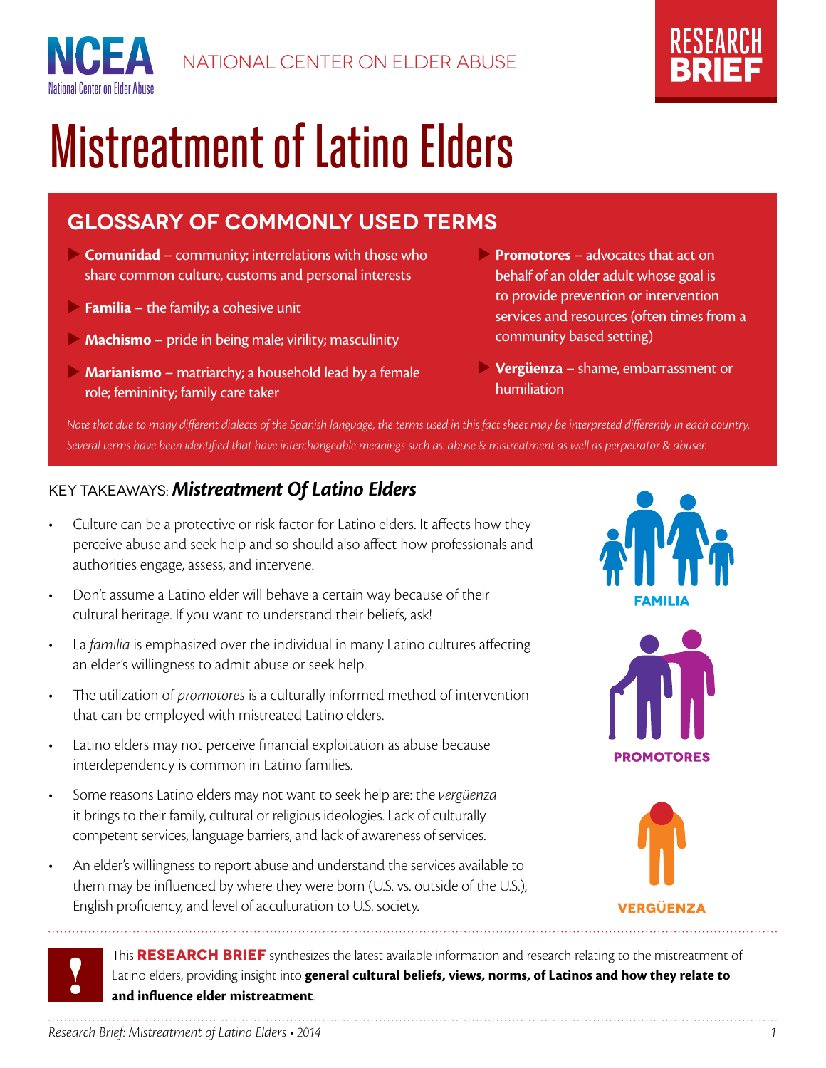NCEA National Center on Elder Abuse

NATIONAL CENTER ON ELDER ABUSE

RESEARCH BRIEF

# Mistreatment of Latino Elders

## GLOSSARY OF COMMONLY USED TERMS

- **Comunidad** – community; interrelations with those who share common culture, customs and personal interests
- **Familia** – the family; a cohesive unit
- **Machismo** – pride in being male; virility; masculinity
- **Marianismo** – matriarchy; a household lead by a female role; femininity; family care taker
- **Promotores** – advocates that act on behalf of an older adult whose goal is to provide prevention or intervention services and resources (often times from a community based setting)
- **Vergüenza** – shame, embarrassment or humiliation

*Note that due to many different dialects of the Spanish language, the terms used in this fact sheet may be interpreted differently in each country. Several terms have been identified that have interchangeable meanings such as: abuse & mistreatment as well as perpetrator & abuser.*

## KEY TAKEAWAYS: *Mistreatment Of Latino Elders*

- Culture can be a protective or risk factor for Latino elders. It affects how they perceive abuse and seek help and so should also affect how professionals and authorities engage, assess, and intervene.
- Don't assume a Latino elder will behave a certain way because of their cultural heritage. If you want to understand their beliefs, ask!
- La *familia* is emphasized over the individual in many Latino cultures affecting an elder's willingness to admit abuse or seek help.
- The utilization of *promotores* is a culturally informed method of intervention that can be employed with mistreated Latino elders.
- Latino elders may not perceive financial exploitation as abuse because interdependency is common in Latino families.
- Some reasons Latino elders may not want to seek help are: the *vergüenza* it brings to their family, cultural or religious ideologies. Lack of culturally competent services, language barriers, and lack of awareness of services.
- An elder's willingness to report abuse and understand the services available to them may be influenced by where they were born (U.S. vs. outside of the U.S.), English proficiency, and level of acculturation to U.S. society.

FAMILIA

PROMOTORES

VERGÜENZA

This **RESEARCH BRIEF** synthesizes the latest available information and research relating to the mistreatment of Latino elders, providing insight into **general cultural beliefs, views, norms, of Latinos and how they relate to and influence elder mistreatment**.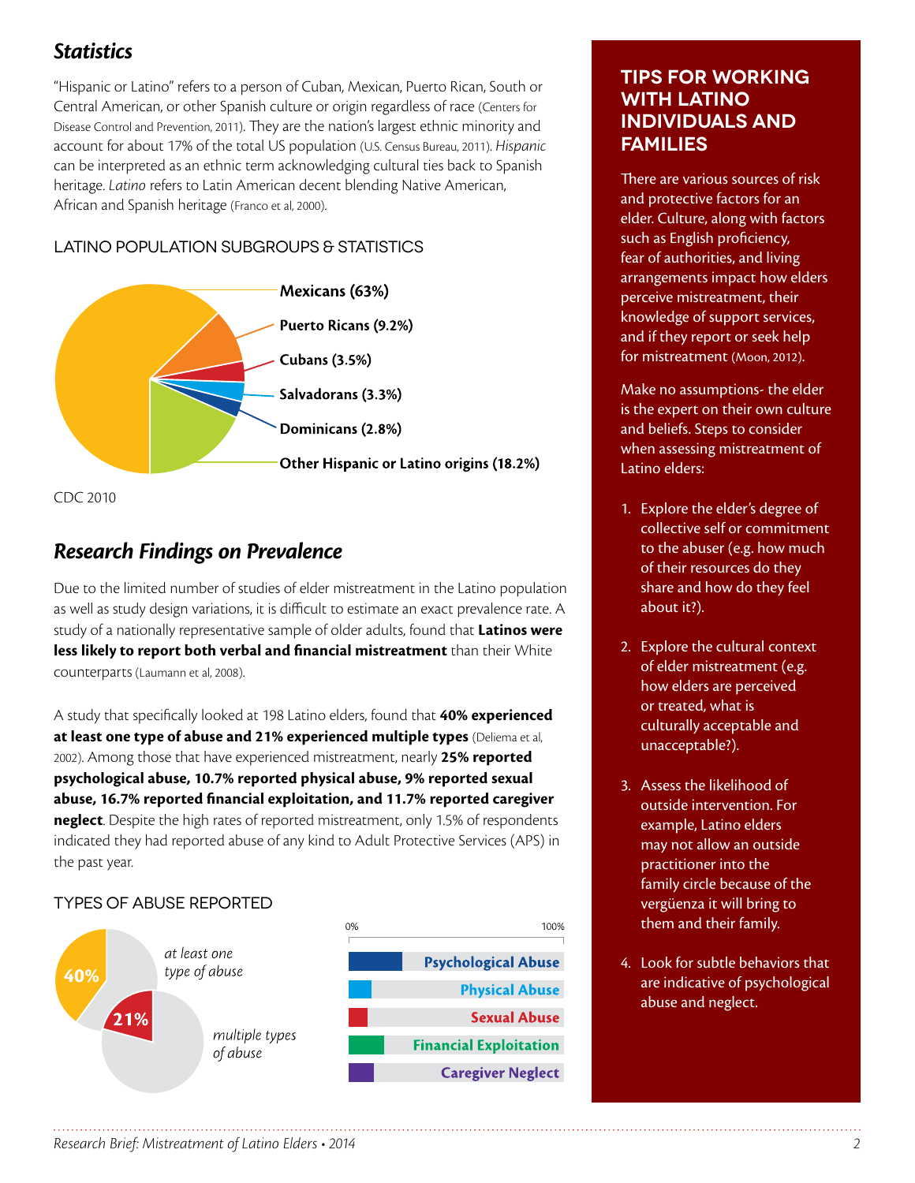## *Statistics*

"Hispanic or Latino" refers to a person of Cuban, Mexican, Puerto Rican, South or Central American, or other Spanish culture or origin regardless of race (Centers for Disease Control and Prevention, 2011). They are the nation's largest ethnic minority and account for about 17% of the total US population (U.S. Census Bureau, 2011). *Hispanic* can be interpreted as an ethnic term acknowledging cultural ties back to Spanish heritage. *Latino* refers to Latin American decent blending Native American, African and Spanish heritage (Franco et al, 2000).

### LATINO POPULATION SUBGROUPS & STATISTICS

- **Mexicans (63%)**
- **Puerto Ricans (9.2%)**
- **Cubans (3.5%)**
- **Salvadorans (3.3%)**
- **Dominicans (2.8%)**
- **Other Hispanic or Latino origins (18.2%)**

CDC 2010

## *Research Findings on Prevalence*

Due to the limited number of studies of elder mistreatment in the Latino population as well as study design variations, it is difficult to estimate an exact prevalence rate. A study of a nationally representative sample of older adults, found that **Latinos were less likely to report both verbal and financial mistreatment** than their White counterparts (Laumann et al, 2008).

A study that specifically looked at 198 Latino elders, found that **40% experienced at least one type of abuse and 21% experienced multiple types** (Deliema et al, 2002). Among those that have experienced mistreatment, nearly **25% reported psychological abuse, 10.7% reported physical abuse, 9% reported sexual abuse, 16.7% reported financial exploitation, and 11.7% reported caregiver neglect**. Despite the high rates of reported mistreatment, only 1.5% of respondents indicated they had reported abuse of any kind to Adult Protective Services (APS) in the past year.

### TYPES OF ABUSE REPORTED

- 40% *at least one type of abuse*
- 21% *multiple types of abuse*

| 0% – 100% |
|---|
| Psychological Abuse |
| Physical Abuse |
| Sexual Abuse |
| Financial Exploitation |
| Caregiver Neglect |

### TIPS FOR WORKING WITH LATINO INDIVIDUALS AND FAMILIES

There are various sources of risk and protective factors for an elder. Culture, along with factors such as English proficiency, fear of authorities, and living arrangements impact how elders perceive mistreatment, their knowledge of support services, and if they report or seek help for mistreatment (Moon, 2012).

Make no assumptions- the elder is the expert on their own culture and beliefs. Steps to consider when assessing mistreatment of Latino elders:

1. Explore the elder's degree of collective self or commitment to the abuser (e.g. how much of their resources do they share and how do they feel about it?).
2. Explore the cultural context of elder mistreatment (e.g. how elders are perceived or treated, what is culturally acceptable and unacceptable?).
3. Assess the likelihood of outside intervention. For example, Latino elders may not allow an outside practitioner into the family circle because of the vergüenza it will bring to them and their family.
4. Look for subtle behaviors that are indicative of psychological abuse and neglect.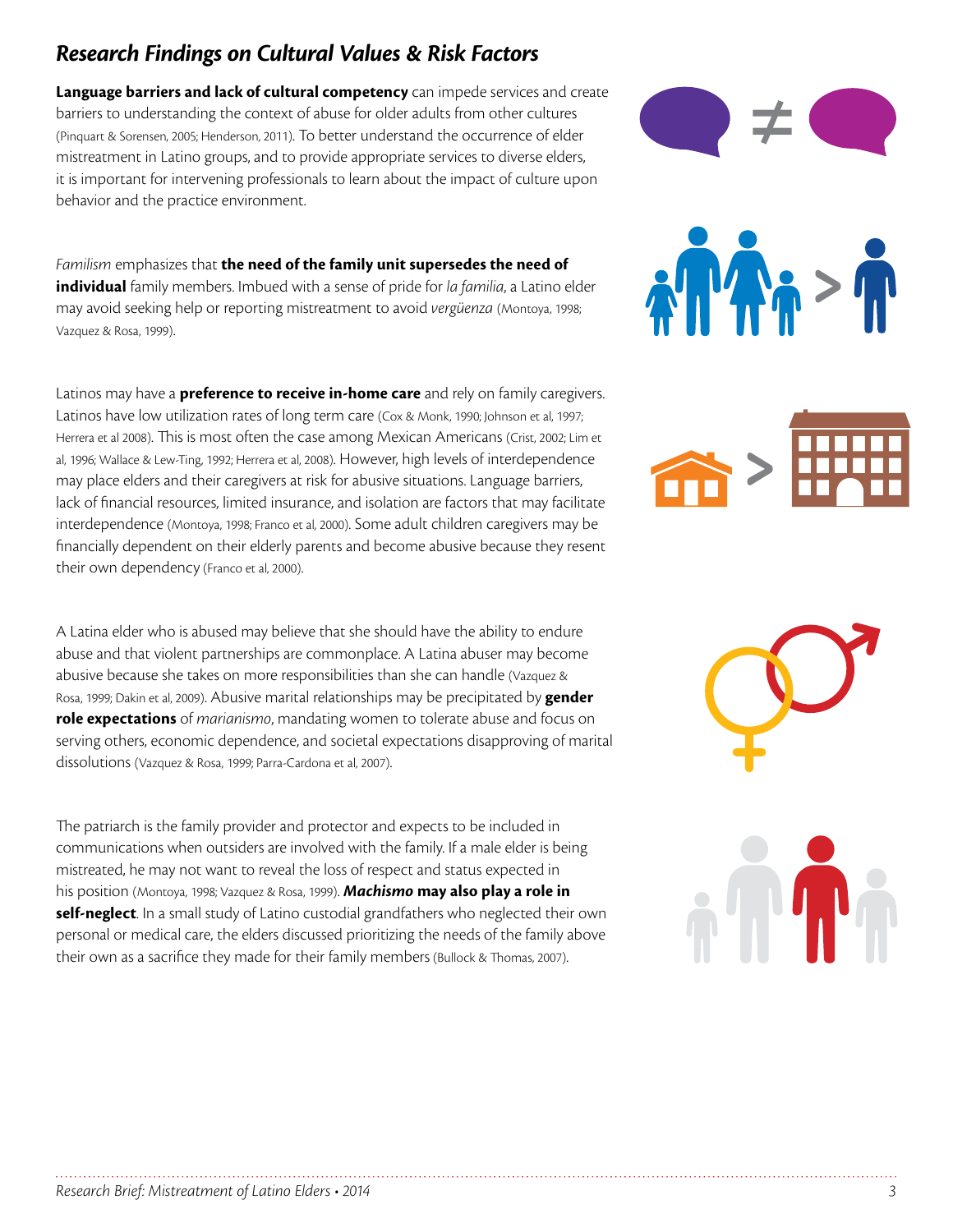## *Research Findings on Cultural Values & Risk Factors*

**Language barriers and lack of cultural competency** can impede services and create barriers to understanding the context of abuse for older adults from other cultures (Pinquart & Sorensen, 2005; Henderson, 2011). To better understand the occurrence of elder mistreatment in Latino groups, and to provide appropriate services to diverse elders, it is important for intervening professionals to learn about the impact of culture upon behavior and the practice environment.

*Familism* emphasizes that **the need of the family unit supersedes the need of individual** family members. Imbued with a sense of pride for *la familia*, a Latino elder may avoid seeking help or reporting mistreatment to avoid *vergüenza* (Montoya, 1998; Vazquez & Rosa, 1999).

Latinos may have a **preference to receive in-home care** and rely on family caregivers. Latinos have low utilization rates of long term care (Cox & Monk, 1990; Johnson et al, 1997; Herrera et al 2008). This is most often the case among Mexican Americans (Crist, 2002; Lim et al, 1996; Wallace & Lew-Ting, 1992; Herrera et al, 2008). However, high levels of interdependence may place elders and their caregivers at risk for abusive situations. Language barriers, lack of financial resources, limited insurance, and isolation are factors that may facilitate interdependence (Montoya, 1998; Franco et al, 2000). Some adult children caregivers may be financially dependent on their elderly parents and become abusive because they resent their own dependency (Franco et al, 2000).

A Latina elder who is abused may believe that she should have the ability to endure abuse and that violent partnerships are commonplace. A Latina abuser may become abusive because she takes on more responsibilities than she can handle (Vazquez & Rosa, 1999; Dakin et al, 2009). Abusive marital relationships may be precipitated by **gender role expectations** of *marianismo*, mandating women to tolerate abuse and focus on serving others, economic dependence, and societal expectations disapproving of marital dissolutions (Vazquez & Rosa, 1999; Parra-Cardona et al, 2007).

The patriarch is the family provider and protector and expects to be included in communications when outsiders are involved with the family. If a male elder is being mistreated, he may not want to reveal the loss of respect and status expected in his position (Montoya, 1998; Vazquez & Rosa, 1999). ***Machismo* may also play a role in self-neglect**. In a small study of Latino custodial grandfathers who neglected their own personal or medical care, the elders discussed prioritizing the needs of the family above their own as a sacrifice they made for their family members (Bullock & Thomas, 2007).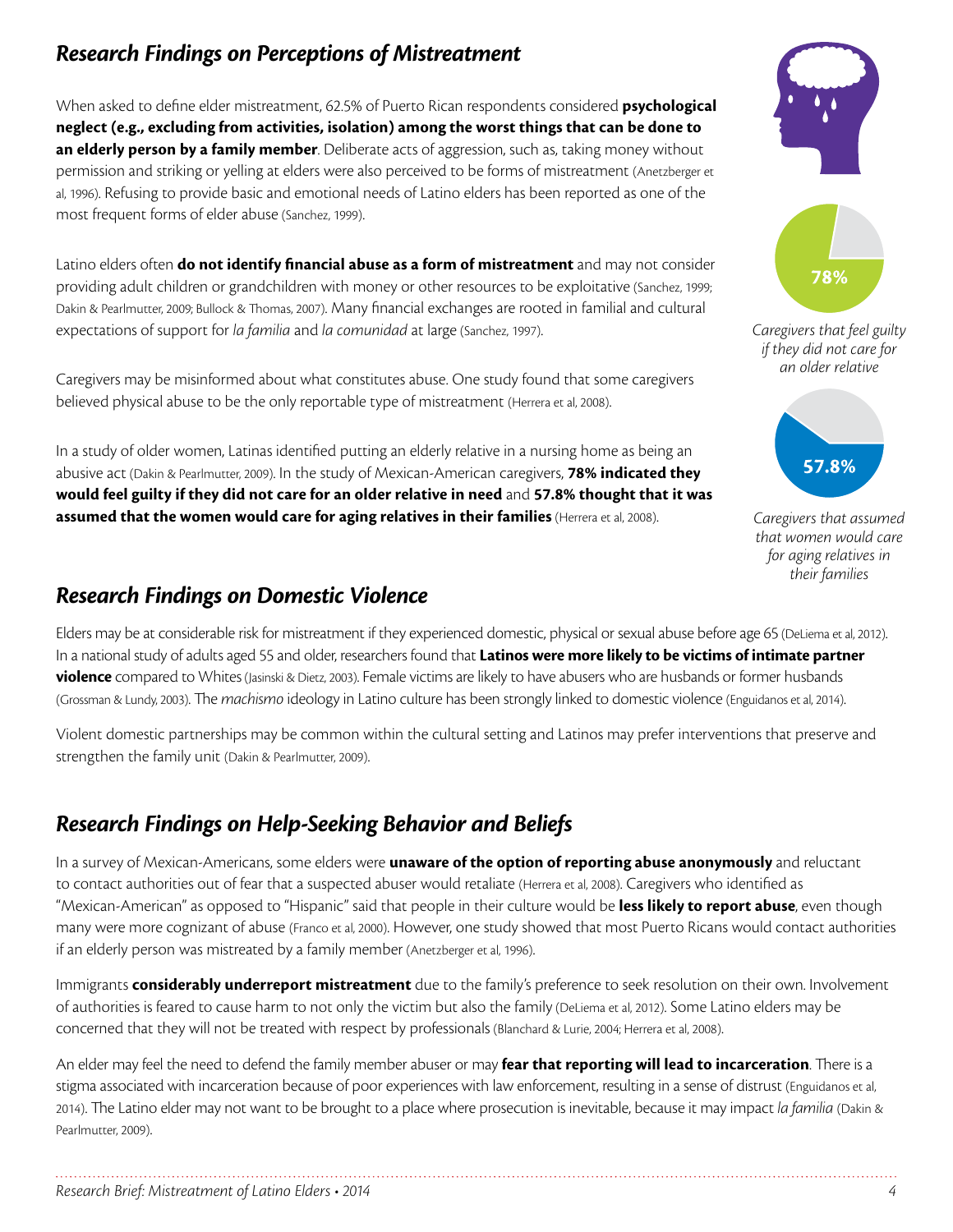## *Research Findings on Perceptions of Mistreatment*

When asked to define elder mistreatment, 62.5% of Puerto Rican respondents considered **psychological neglect (e.g., excluding from activities, isolation) among the worst things that can be done to an elderly person by a family member**. Deliberate acts of aggression, such as, taking money without permission and striking or yelling at elders were also perceived to be forms of mistreatment (Anetzberger et al, 1996). Refusing to provide basic and emotional needs of Latino elders has been reported as one of the most frequent forms of elder abuse (Sanchez, 1999).

Latino elders often **do not identify financial abuse as a form of mistreatment** and may not consider providing adult children or grandchildren with money or other resources to be exploitative (Sanchez, 1999; Dakin & Pearlmutter, 2009; Bullock & Thomas, 2007). Many financial exchanges are rooted in familial and cultural expectations of support for *la familia* and *la comunidad* at large (Sanchez, 1997).

Caregivers may be misinformed about what constitutes abuse. One study found that some caregivers believed physical abuse to be the only reportable type of mistreatment (Herrera et al, 2008).

In a study of older women, Latinas identified putting an elderly relative in a nursing home as being an abusive act (Dakin & Pearlmutter, 2009). In the study of Mexican-American caregivers, **78% indicated they would feel guilty if they did not care for an older relative in need** and **57.8% thought that it was assumed that the women would care for aging relatives in their families** (Herrera et al, 2008).

78%

*Caregivers that feel guilty if they did not care for an older relative*

57.8%

*Caregivers that assumed that women would care for aging relatives in their families*

## *Research Findings on Domestic Violence*

Elders may be at considerable risk for mistreatment if they experienced domestic, physical or sexual abuse before age 65 (DeLiema et al, 2012). In a national study of adults aged 55 and older, researchers found that **Latinos were more likely to be victims of intimate partner violence** compared to Whites (Jasinski & Dietz, 2003). Female victims are likely to have abusers who are husbands or former husbands (Grossman & Lundy, 2003). The *machismo* ideology in Latino culture has been strongly linked to domestic violence (Enguidanos et al, 2014).

Violent domestic partnerships may be common within the cultural setting and Latinos may prefer interventions that preserve and strengthen the family unit (Dakin & Pearlmutter, 2009).

## *Research Findings on Help-Seeking Behavior and Beliefs*

In a survey of Mexican-Americans, some elders were **unaware of the option of reporting abuse anonymously** and reluctant to contact authorities out of fear that a suspected abuser would retaliate (Herrera et al, 2008). Caregivers who identified as "Mexican-American" as opposed to "Hispanic" said that people in their culture would be **less likely to report abuse**, even though many were more cognizant of abuse (Franco et al, 2000). However, one study showed that most Puerto Ricans would contact authorities if an elderly person was mistreated by a family member (Anetzberger et al, 1996).

Immigrants **considerably underreport mistreatment** due to the family's preference to seek resolution on their own. Involvement of authorities is feared to cause harm to not only the victim but also the family (DeLiema et al, 2012). Some Latino elders may be concerned that they will not be treated with respect by professionals (Blanchard & Lurie, 2004; Herrera et al, 2008).

An elder may feel the need to defend the family member abuser or may **fear that reporting will lead to incarceration**. There is a stigma associated with incarceration because of poor experiences with law enforcement, resulting in a sense of distrust (Enguidanos et al, 2014). The Latino elder may not want to be brought to a place where prosecution is inevitable, because it may impact *la familia* (Dakin & Pearlmutter, 2009).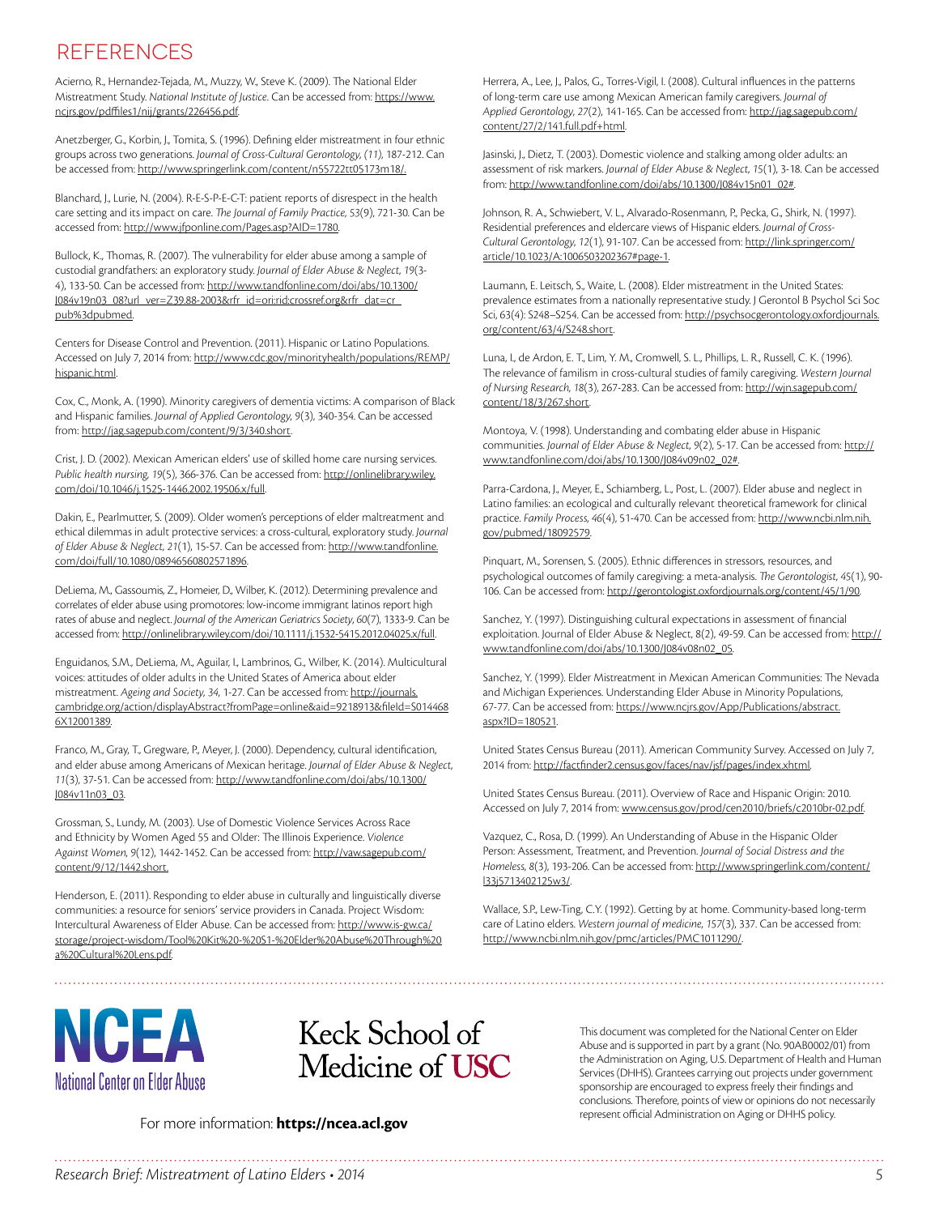# REFERENCES

Acierno, R., Hernandez-Tejada, M., Muzzy, W., Steve K. (2009). The National Elder Mistreatment Study. *National Institute of Justice*. Can be accessed from: https://www.ncjrs.gov/pdffiles1/nij/grants/226456.pdf.

Anetzberger, G., Korbin, J., Tomita, S. (1996). Defining elder mistreatment in four ethnic groups across two generations. *Journal of Cross-Cultural Gerontology, (11),* 187-212. Can be accessed from: http://www.springerlink.com/content/n55722tt05173m18/.

Blanchard, J., Lurie, N. (2004). R-E-S-P-E-C-T: patient reports of disrespect in the health care setting and its impact on care. *The Journal of Family Practice, 53*(9), 721-30. Can be accessed from: http://www.jfponline.com/Pages.asp?AID=1780.

Bullock, K., Thomas, R. (2007). The vulnerability for elder abuse among a sample of custodial grandfathers: an exploratory study. *Journal of Elder Abuse & Neglect, 19*(3-4), 133-50. Can be accessed from: http://www.tandfonline.com/doi/abs/10.1300/J084v19n03_08?url_ver=Z39.88-2003&rfr_id=ori:rid:crossref.org&rfr_dat=cr_pub%3dpubmed.

Centers for Disease Control and Prevention. (2011). Hispanic or Latino Populations. Accessed on July 7, 2014 from: http://www.cdc.gov/minorityhealth/populations/REMP/hispanic.html.

Cox, C., Monk, A. (1990). Minority caregivers of dementia victims: A comparison of Black and Hispanic families. *Journal of Applied Gerontology, 9*(3), 340-354. Can be accessed from: http://jag.sagepub.com/content/9/3/340.short.

Crist, J. D. (2002). Mexican American elders' use of skilled home care nursing services. *Public health nursing, 19*(5), 366-376. Can be accessed from: http://onlinelibrary.wiley.com/doi/10.1046/j.1525-1446.2002.19506.x/full.

Dakin, E., Pearlmutter, S. (2009). Older women's perceptions of elder maltreatment and ethical dilemmas in adult protective services: a cross-cultural, exploratory study. *Journal of Elder Abuse & Neglect, 21*(1), 15-57. Can be accessed from: http://www.tandfonline.com/doi/full/10.1080/08946560802571896.

DeLiema, M., Gassoumis, Z., Homeier, D., Wilber, K. (2012). Determining prevalence and correlates of elder abuse using promotores: low-income immigrant latinos report high rates of abuse and neglect. *Journal of the American Geriatrics Society, 60*(7), 1333-9. Can be accessed from: http://onlinelibrary.wiley.com/doi/10.1111/j.1532-5415.2012.04025.x/full.

Enguidanos, S.M., DeLiema, M., Aguilar, I., Lambrinos, G., Wilber, K. (2014). Multicultural voices: attitudes of older adults in the United States of America about elder mistreatment. *Ageing and Society, 34,* 1-27. Can be accessed from: http://journals.cambridge.org/action/displayAbstract?fromPage=online&aid=9218913&fileId=S0144686X12001389.

Franco, M., Gray, T., Gregware, P., Meyer, J. (2000). Dependency, cultural identification, and elder abuse among Americans of Mexican heritage. *Journal of Elder Abuse & Neglect, 11*(3), 37-51. Can be accessed from: http://www.tandfonline.com/doi/abs/10.1300/J084v11n03_03.

Grossman, S., Lundy, M. (2003). Use of Domestic Violence Services Across Race and Ethnicity by Women Aged 55 and Older: The Illinois Experience. *Violence Against Women, 9*(12), 1442-1452. Can be accessed from: http://vaw.sagepub.com/content/9/12/1442.short.

Henderson, E. (2011). Responding to elder abuse in culturally and linguistically diverse communities: a resource for seniors' service providers in Canada. Project Wisdom: Intercultural Awareness of Elder Abuse. Can be accessed from: http://www.is-gw.ca/storage/project-wisdom/Tool%20Kit%20-%20S1-%20Elder%20Abuse%20Through%20a%20Cultural%20Lens.pdf.

Herrera, A., Lee, J., Palos, G., Torres-Vigil, I. (2008). Cultural influences in the patterns of long-term care use among Mexican American family caregivers. *Journal of Applied Gerontology, 27*(2), 141-165. Can be accessed from: http://jag.sagepub.com/content/27/2/141.full.pdf+html.

Jasinski, J., Dietz, T. (2003). Domestic violence and stalking among older adults: an assessment of risk markers. *Journal of Elder Abuse & Neglect, 15*(1), 3-18. Can be accessed from: http://www.tandfonline.com/doi/abs/10.1300/J084v15n01_02#.

Johnson, R. A., Schwiebert, V. L., Alvarado-Rosenmann, P., Pecka, G., Shirk, N. (1997). Residential preferences and eldercare views of Hispanic elders. *Journal of Cross-Cultural Gerontology, 12*(1), 91-107. Can be accessed from: http://link.springer.com/article/10.1023/A:1006503202367#page-1.

Laumann, E. Leitsch, S., Waite, L. (2008). Elder mistreatment in the United States: prevalence estimates from a nationally representative study. J Gerontol B Psychol Sci Soc Sci, 63(4): S248–S254. Can be accessed from: http://psychsocgerontology.oxfordjournals.org/content/63/4/S248.short.

Luna, I., de Ardon, E. T., Lim, Y. M., Cromwell, S. L., Phillips, L. R., Russell, C. K. (1996). The relevance of familism in cross-cultural studies of family caregiving. *Western Journal of Nursing Research, 18*(3), 267-283. Can be accessed from: http://wjn.sagepub.com/content/18/3/267.short.

Montoya, V. (1998). Understanding and combating elder abuse in Hispanic communities. *Journal of Elder Abuse & Neglect, 9*(2), 5-17. Can be accessed from: http://www.tandfonline.com/doi/abs/10.1300/J084v09n02_02#.

Parra-Cardona, J., Meyer, E., Schiamberg, L., Post, L. (2007). Elder abuse and neglect in Latino families: an ecological and culturally relevant theoretical framework for clinical practice. *Family Process, 46*(4), 51-470. Can be accessed from: http://www.ncbi.nlm.nih.gov/pubmed/18092579.

Pinquart, M., Sorensen, S. (2005). Ethnic differences in stressors, resources, and psychological outcomes of family caregiving: a meta-analysis. *The Gerontologist, 45*(1), 90-106. Can be accessed from: http://gerontologist.oxfordjournals.org/content/45/1/90.

Sanchez, Y. (1997). Distinguishing cultural expectations in assessment of financial exploitation. Journal of Elder Abuse & Neglect, 8(2), 49-59. Can be accessed from: http://www.tandfonline.com/doi/abs/10.1300/J084v08n02_05.

Sanchez, Y. (1999). Elder Mistreatment in Mexican American Communities: The Nevada and Michigan Experiences. Understanding Elder Abuse in Minority Populations, 67-77. Can be accessed from: https://www.ncjrs.gov/App/Publications/abstract.aspx?ID=180521.

United States Census Bureau (2011). American Community Survey. Accessed on July 7, 2014 from: http://factfinder2.census.gov/faces/nav/jsf/pages/index.xhtml.

United States Census Bureau. (2011). Overview of Race and Hispanic Origin: 2010. Accessed on July 7, 2014 from: www.census.gov/prod/cen2010/briefs/c2010br-02.pdf.

Vazquez, C., Rosa, D. (1999). An Understanding of Abuse in the Hispanic Older Person: Assessment, Treatment, and Prevention. *Journal of Social Distress and the Homeless, 8*(3), 193-206. Can be accessed from: http://www.springerlink.com/content/l33j5713402125w3/.

Wallace, S.P., Lew-Ting, C.Y. (1992). Getting by at home. Community-based long-term care of Latino elders. *Western journal of medicine, 157*(3), 337. Can be accessed from: http://www.ncbi.nlm.nih.gov/pmc/articles/PMC1011290/.

---

NCEA
National Center on Elder Abuse

Keck School of Medicine of USC

For more information: **https://ncea.acl.gov**

This document was completed for the National Center on Elder Abuse and is supported in part by a grant (No. 90AB0002/01) from the Administration on Aging, U.S. Department of Health and Human Services (DHHS). Grantees carrying out projects under government sponsorship are encouraged to express freely their findings and conclusions. Therefore, points of view or opinions do not necessarily represent official Administration on Aging or DHHS policy.